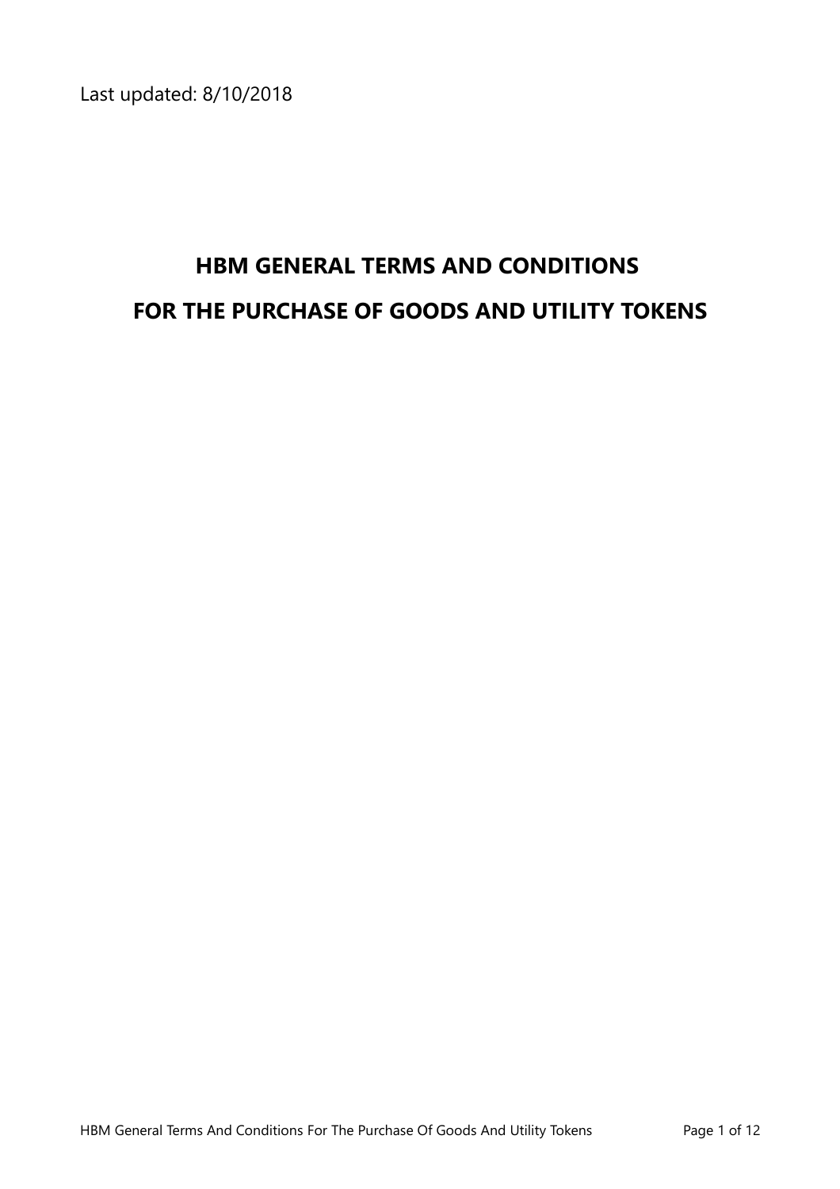Last updated: 8/10/2018

# HBM GENERAL TERMS AND CONDITIONS
# FOR THE PURCHASE OF GOODS AND UTILITY TOKENS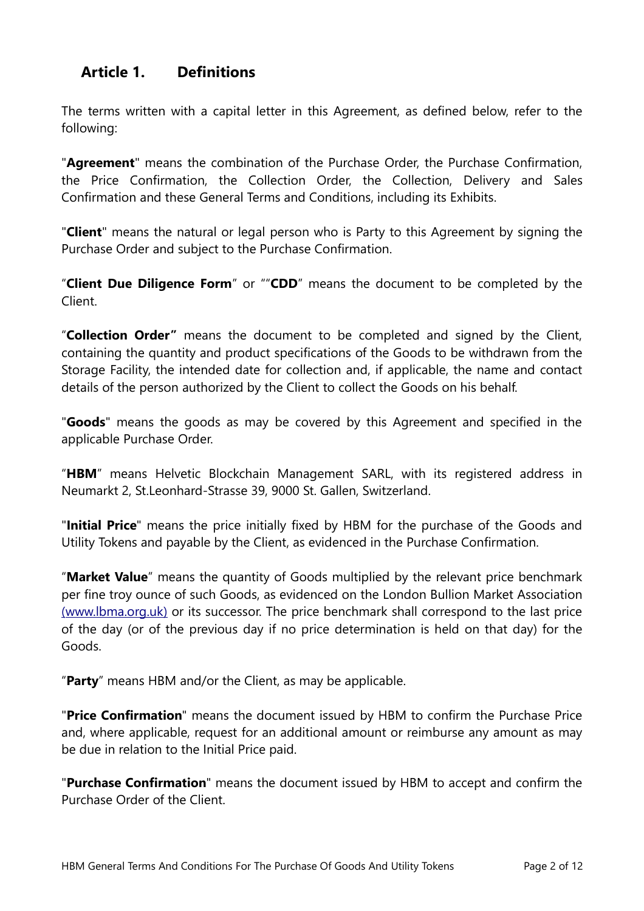## Article 1. Definitions

The terms written with a capital letter in this Agreement, as defined below, refer to the following:

"**Agreement**" means the combination of the Purchase Order, the Purchase Confirmation, the Price Confirmation, the Collection Order, the Collection, Delivery and Sales Confirmation and these General Terms and Conditions, including its Exhibits.

"**Client**" means the natural or legal person who is Party to this Agreement by signing the Purchase Order and subject to the Purchase Confirmation.

"**Client Due Diligence Form**" or ""**CDD**" means the document to be completed by the Client.

"**Collection Order"** means the document to be completed and signed by the Client, containing the quantity and product specifications of the Goods to be withdrawn from the Storage Facility, the intended date for collection and, if applicable, the name and contact details of the person authorized by the Client to collect the Goods on his behalf.

"**Goods**" means the goods as may be covered by this Agreement and specified in the applicable Purchase Order.

"**HBM**" means Helvetic Blockchain Management SARL, with its registered address in Neumarkt 2, St.Leonhard-Strasse 39, 9000 St. Gallen, Switzerland.

"**Initial Price**" means the price initially fixed by HBM for the purchase of the Goods and Utility Tokens and payable by the Client, as evidenced in the Purchase Confirmation.

"**Market Value**" means the quantity of Goods multiplied by the relevant price benchmark per fine troy ounce of such Goods, as evidenced on the London Bullion Market Association (www.lbma.org.uk) or its successor. The price benchmark shall correspond to the last price of the day (or of the previous day if no price determination is held on that day) for the Goods.

"**Party**" means HBM and/or the Client, as may be applicable.

"**Price Confirmation**" means the document issued by HBM to confirm the Purchase Price and, where applicable, request for an additional amount or reimburse any amount as may be due in relation to the Initial Price paid.

"**Purchase Confirmation**" means the document issued by HBM to accept and confirm the Purchase Order of the Client.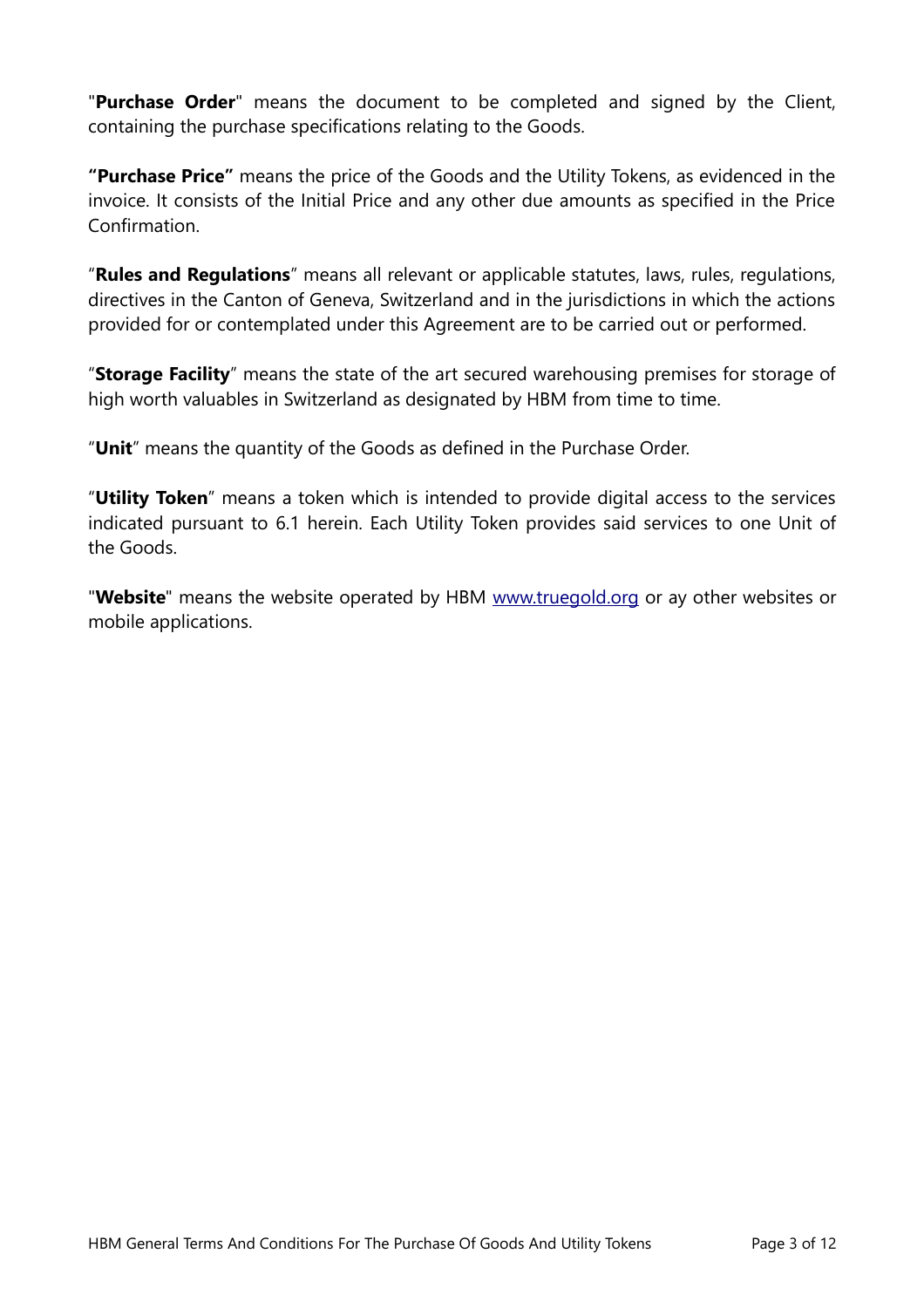"**Purchase Order**" means the document to be completed and signed by the Client, containing the purchase specifications relating to the Goods.

**"Purchase Price"** means the price of the Goods and the Utility Tokens, as evidenced in the invoice. It consists of the Initial Price and any other due amounts as specified in the Price Confirmation.

"**Rules and Regulations**" means all relevant or applicable statutes, laws, rules, regulations, directives in the Canton of Geneva, Switzerland and in the jurisdictions in which the actions provided for or contemplated under this Agreement are to be carried out or performed.

"**Storage Facility**" means the state of the art secured warehousing premises for storage of high worth valuables in Switzerland as designated by HBM from time to time.

"**Unit**" means the quantity of the Goods as defined in the Purchase Order.

"**Utility Token**" means a token which is intended to provide digital access to the services indicated pursuant to 6.1 herein. Each Utility Token provides said services to one Unit of the Goods.

"**Website**" means the website operated by HBM [www.truegold.org](www.truegold.org) or ay other websites or mobile applications.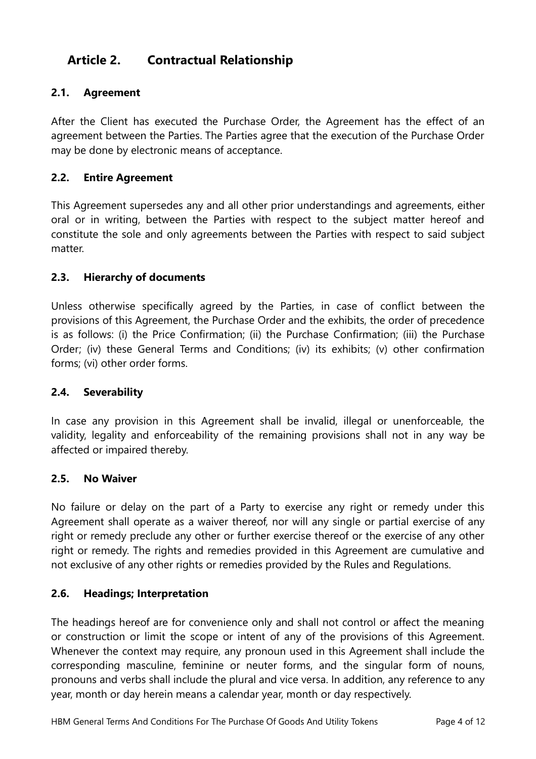## Article 2. Contractual Relationship

### 2.1. Agreement

After the Client has executed the Purchase Order, the Agreement has the effect of an agreement between the Parties. The Parties agree that the execution of the Purchase Order may be done by electronic means of acceptance.

### 2.2. Entire Agreement

This Agreement supersedes any and all other prior understandings and agreements, either oral or in writing, between the Parties with respect to the subject matter hereof and constitute the sole and only agreements between the Parties with respect to said subject matter.

### 2.3. Hierarchy of documents

Unless otherwise specifically agreed by the Parties, in case of conflict between the provisions of this Agreement, the Purchase Order and the exhibits, the order of precedence is as follows: (i) the Price Confirmation; (ii) the Purchase Confirmation; (iii) the Purchase Order; (iv) these General Terms and Conditions; (iv) its exhibits; (v) other confirmation forms; (vi) other order forms.

### 2.4. Severability

In case any provision in this Agreement shall be invalid, illegal or unenforceable, the validity, legality and enforceability of the remaining provisions shall not in any way be affected or impaired thereby.

### 2.5. No Waiver

No failure or delay on the part of a Party to exercise any right or remedy under this Agreement shall operate as a waiver thereof, nor will any single or partial exercise of any right or remedy preclude any other or further exercise thereof or the exercise of any other right or remedy. The rights and remedies provided in this Agreement are cumulative and not exclusive of any other rights or remedies provided by the Rules and Regulations.

### 2.6. Headings; Interpretation

The headings hereof are for convenience only and shall not control or affect the meaning or construction or limit the scope or intent of any of the provisions of this Agreement. Whenever the context may require, any pronoun used in this Agreement shall include the corresponding masculine, feminine or neuter forms, and the singular form of nouns, pronouns and verbs shall include the plural and vice versa. In addition, any reference to any year, month or day herein means a calendar year, month or day respectively.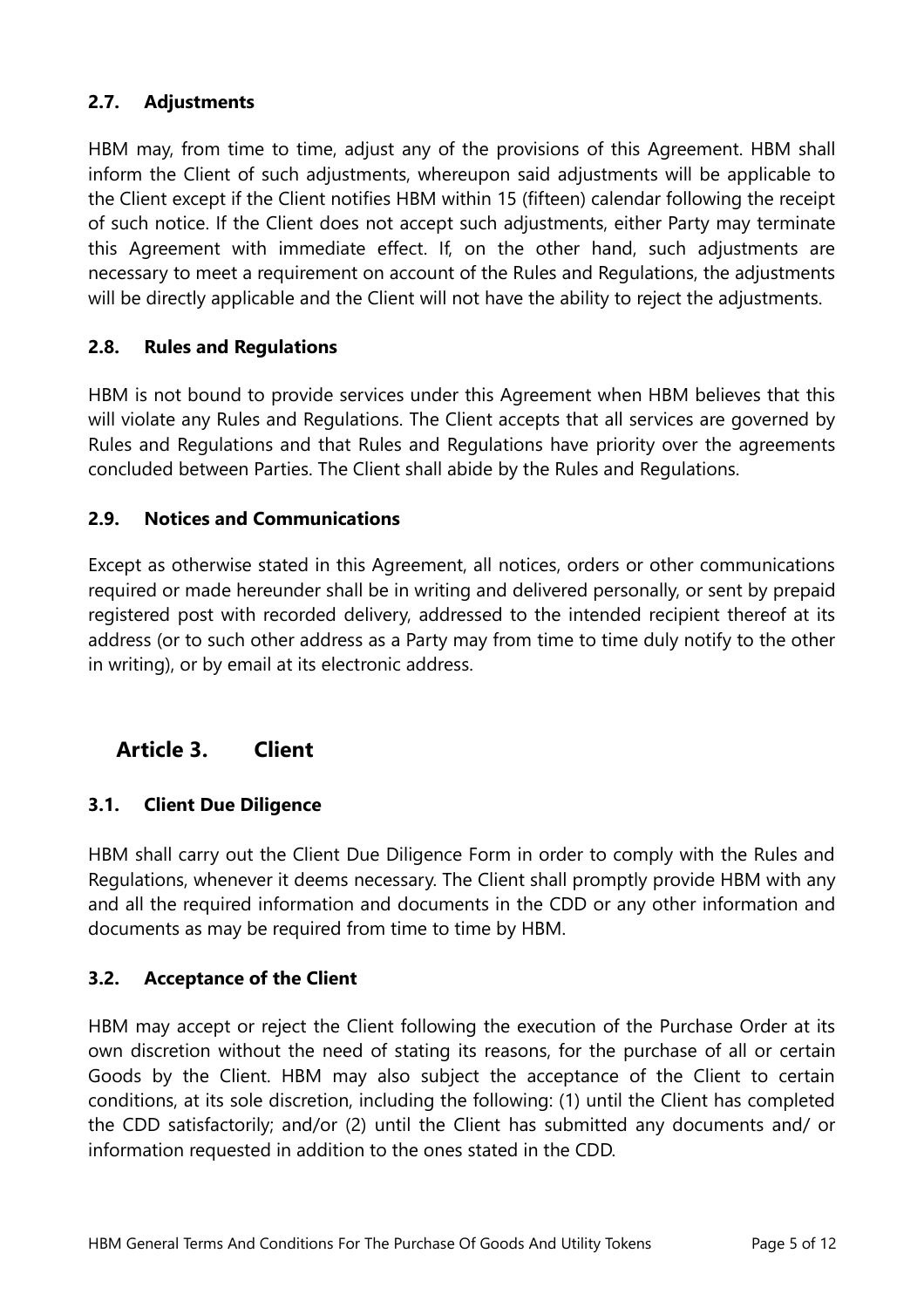### 2.7. Adjustments

HBM may, from time to time, adjust any of the provisions of this Agreement. HBM shall inform the Client of such adjustments, whereupon said adjustments will be applicable to the Client except if the Client notifies HBM within 15 (fifteen) calendar following the receipt of such notice. If the Client does not accept such adjustments, either Party may terminate this Agreement with immediate effect. If, on the other hand, such adjustments are necessary to meet a requirement on account of the Rules and Regulations, the adjustments will be directly applicable and the Client will not have the ability to reject the adjustments.

### 2.8. Rules and Regulations

HBM is not bound to provide services under this Agreement when HBM believes that this will violate any Rules and Regulations. The Client accepts that all services are governed by Rules and Regulations and that Rules and Regulations have priority over the agreements concluded between Parties. The Client shall abide by the Rules and Regulations.

### 2.9. Notices and Communications

Except as otherwise stated in this Agreement, all notices, orders or other communications required or made hereunder shall be in writing and delivered personally, or sent by prepaid registered post with recorded delivery, addressed to the intended recipient thereof at its address (or to such other address as a Party may from time to time duly notify to the other in writing), or by email at its electronic address.

## Article 3. Client

### 3.1. Client Due Diligence

HBM shall carry out the Client Due Diligence Form in order to comply with the Rules and Regulations, whenever it deems necessary. The Client shall promptly provide HBM with any and all the required information and documents in the CDD or any other information and documents as may be required from time to time by HBM.

### 3.2. Acceptance of the Client

HBM may accept or reject the Client following the execution of the Purchase Order at its own discretion without the need of stating its reasons, for the purchase of all or certain Goods by the Client. HBM may also subject the acceptance of the Client to certain conditions, at its sole discretion, including the following: (1) until the Client has completed the CDD satisfactorily; and/or (2) until the Client has submitted any documents and/ or information requested in addition to the ones stated in the CDD.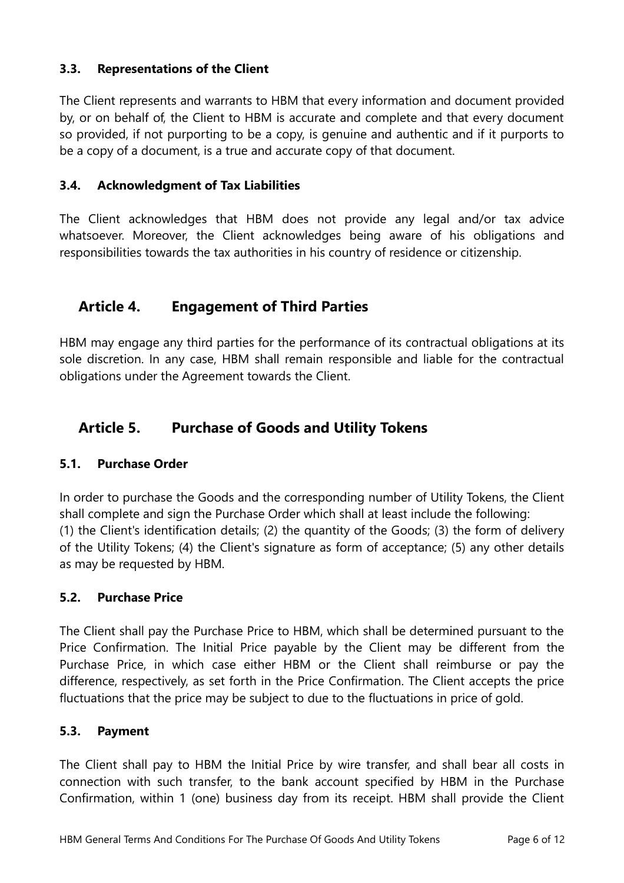### 3.3. Representations of the Client

The Client represents and warrants to HBM that every information and document provided by, or on behalf of, the Client to HBM is accurate and complete and that every document so provided, if not purporting to be a copy, is genuine and authentic and if it purports to be a copy of a document, is a true and accurate copy of that document.

### 3.4. Acknowledgment of Tax Liabilities

The Client acknowledges that HBM does not provide any legal and/or tax advice whatsoever. Moreover, the Client acknowledges being aware of his obligations and responsibilities towards the tax authorities in his country of residence or citizenship.

## Article 4. Engagement of Third Parties

HBM may engage any third parties for the performance of its contractual obligations at its sole discretion. In any case, HBM shall remain responsible and liable for the contractual obligations under the Agreement towards the Client.

## Article 5. Purchase of Goods and Utility Tokens

### 5.1. Purchase Order

In order to purchase the Goods and the corresponding number of Utility Tokens, the Client shall complete and sign the Purchase Order which shall at least include the following:
(1) the Client's identification details; (2) the quantity of the Goods; (3) the form of delivery of the Utility Tokens; (4) the Client's signature as form of acceptance; (5) any other details as may be requested by HBM.

### 5.2. Purchase Price

The Client shall pay the Purchase Price to HBM, which shall be determined pursuant to the Price Confirmation. The Initial Price payable by the Client may be different from the Purchase Price, in which case either HBM or the Client shall reimburse or pay the difference, respectively, as set forth in the Price Confirmation. The Client accepts the price fluctuations that the price may be subject to due to the fluctuations in price of gold.

### 5.3. Payment

The Client shall pay to HBM the Initial Price by wire transfer, and shall bear all costs in connection with such transfer, to the bank account specified by HBM in the Purchase Confirmation, within 1 (one) business day from its receipt. HBM shall provide the Client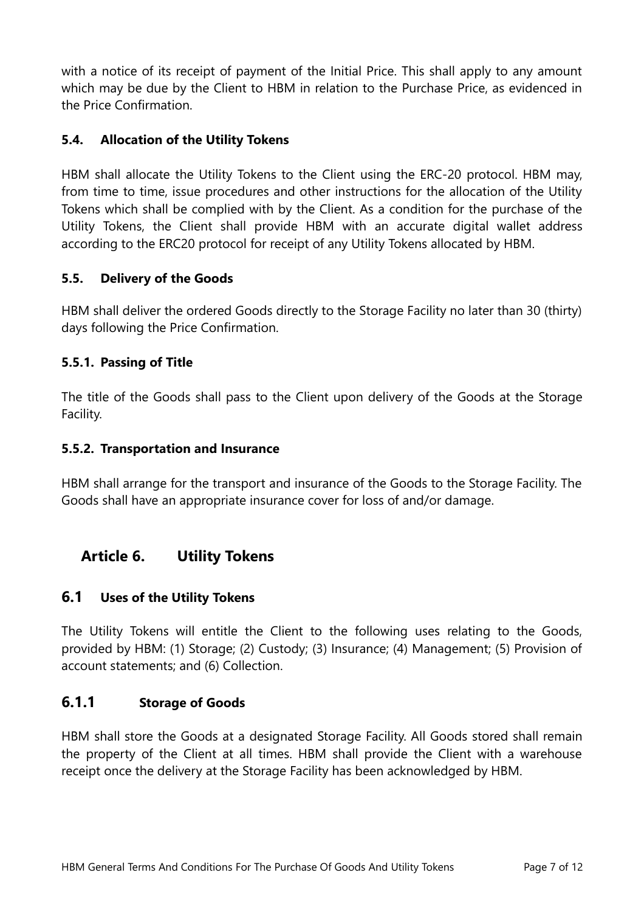with a notice of its receipt of payment of the Initial Price. This shall apply to any amount which may be due by the Client to HBM in relation to the Purchase Price, as evidenced in the Price Confirmation.

### 5.4. Allocation of the Utility Tokens

HBM shall allocate the Utility Tokens to the Client using the ERC-20 protocol. HBM may, from time to time, issue procedures and other instructions for the allocation of the Utility Tokens which shall be complied with by the Client. As a condition for the purchase of the Utility Tokens, the Client shall provide HBM with an accurate digital wallet address according to the ERC20 protocol for receipt of any Utility Tokens allocated by HBM.

### 5.5. Delivery of the Goods

HBM shall deliver the ordered Goods directly to the Storage Facility no later than 30 (thirty) days following the Price Confirmation.

#### 5.5.1. Passing of Title

The title of the Goods shall pass to the Client upon delivery of the Goods at the Storage Facility.

#### 5.5.2. Transportation and Insurance

HBM shall arrange for the transport and insurance of the Goods to the Storage Facility. The Goods shall have an appropriate insurance cover for loss of and/or damage.

## Article 6. Utility Tokens

### 6.1 Uses of the Utility Tokens

The Utility Tokens will entitle the Client to the following uses relating to the Goods, provided by HBM: (1) Storage; (2) Custody; (3) Insurance; (4) Management; (5) Provision of account statements; and (6) Collection.

### 6.1.1 Storage of Goods

HBM shall store the Goods at a designated Storage Facility. All Goods stored shall remain the property of the Client at all times. HBM shall provide the Client with a warehouse receipt once the delivery at the Storage Facility has been acknowledged by HBM.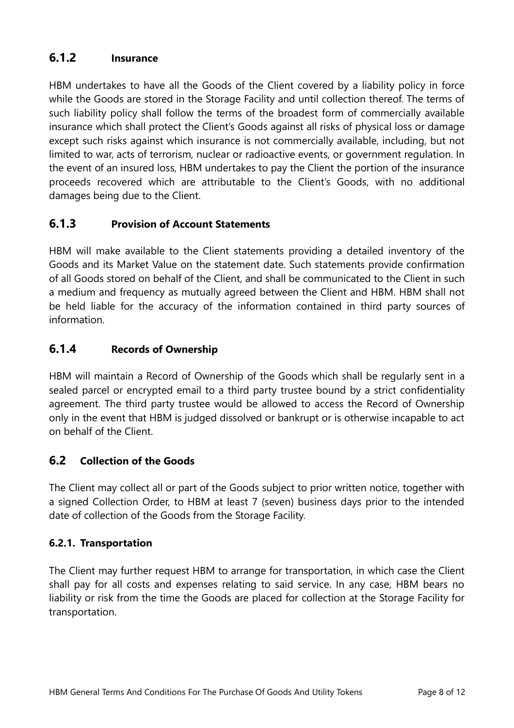### 6.1.2 Insurance

HBM undertakes to have all the Goods of the Client covered by a liability policy in force while the Goods are stored in the Storage Facility and until collection thereof. The terms of such liability policy shall follow the terms of the broadest form of commercially available insurance which shall protect the Client's Goods against all risks of physical loss or damage except such risks against which insurance is not commercially available, including, but not limited to war, acts of terrorism, nuclear or radioactive events, or government regulation. In the event of an insured loss, HBM undertakes to pay the Client the portion of the insurance proceeds recovered which are attributable to the Client's Goods, with no additional damages being due to the Client.

### 6.1.3 Provision of Account Statements

HBM will make available to the Client statements providing a detailed inventory of the Goods and its Market Value on the statement date. Such statements provide confirmation of all Goods stored on behalf of the Client, and shall be communicated to the Client in such a medium and frequency as mutually agreed between the Client and HBM. HBM shall not be held liable for the accuracy of the information contained in third party sources of information.

### 6.1.4 Records of Ownership

HBM will maintain a Record of Ownership of the Goods which shall be regularly sent in a sealed parcel or encrypted email to a third party trustee bound by a strict confidentiality agreement. The third party trustee would be allowed to access the Record of Ownership only in the event that HBM is judged dissolved or bankrupt or is otherwise incapable to act on behalf of the Client.

## 6.2 Collection of the Goods

The Client may collect all or part of the Goods subject to prior written notice, together with a signed Collection Order, to HBM at least 7 (seven) business days prior to the intended date of collection of the Goods from the Storage Facility.

### 6.2.1. Transportation

The Client may further request HBM to arrange for transportation, in which case the Client shall pay for all costs and expenses relating to said service. In any case, HBM bears no liability or risk from the time the Goods are placed for collection at the Storage Facility for transportation.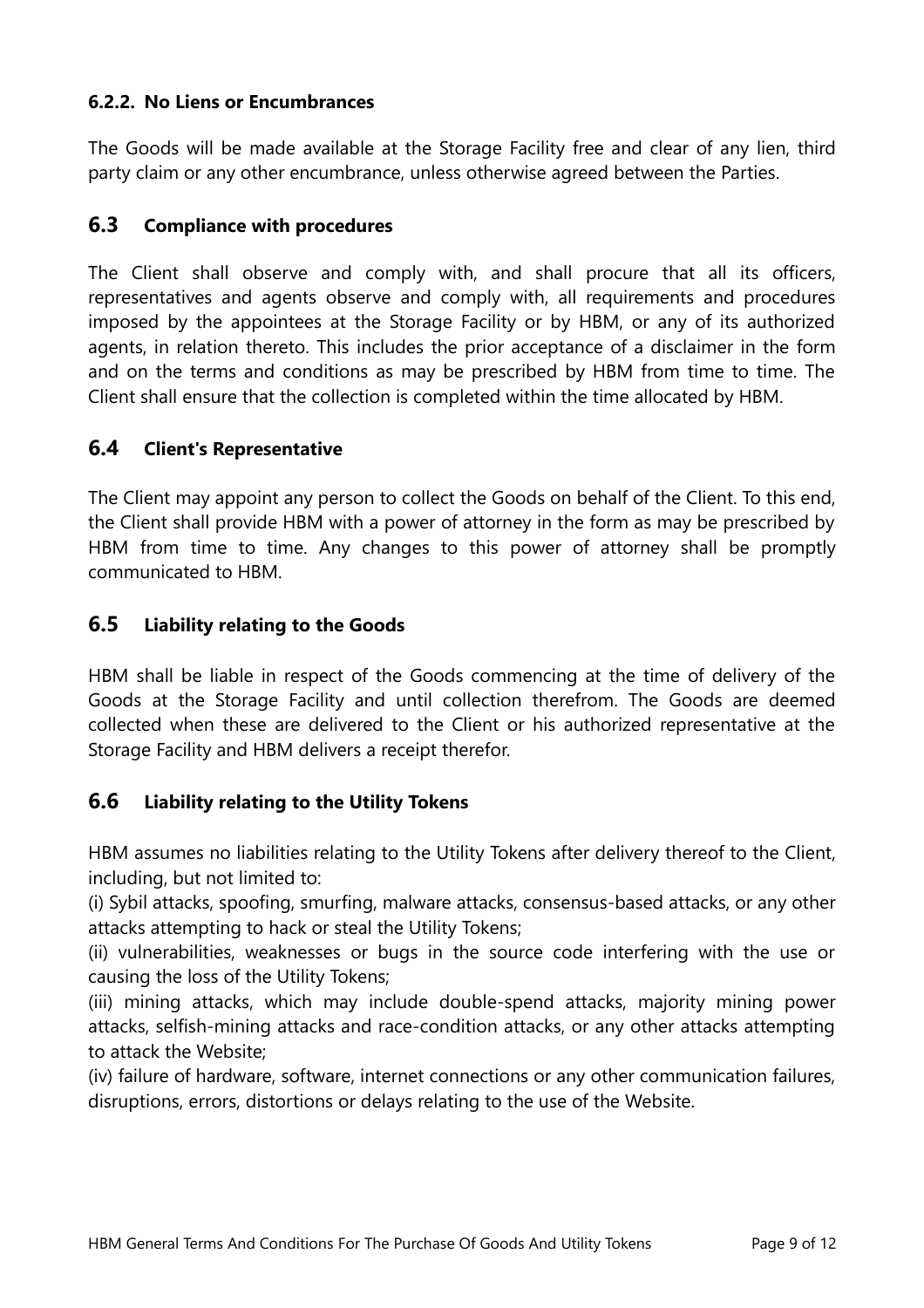#### 6.2.2. No Liens or Encumbrances

The Goods will be made available at the Storage Facility free and clear of any lien, third party claim or any other encumbrance, unless otherwise agreed between the Parties.

### 6.3 Compliance with procedures

The Client shall observe and comply with, and shall procure that all its officers, representatives and agents observe and comply with, all requirements and procedures imposed by the appointees at the Storage Facility or by HBM, or any of its authorized agents, in relation thereto. This includes the prior acceptance of a disclaimer in the form and on the terms and conditions as may be prescribed by HBM from time to time. The Client shall ensure that the collection is completed within the time allocated by HBM.

### 6.4 Client's Representative

The Client may appoint any person to collect the Goods on behalf of the Client. To this end, the Client shall provide HBM with a power of attorney in the form as may be prescribed by HBM from time to time. Any changes to this power of attorney shall be promptly communicated to HBM.

### 6.5 Liability relating to the Goods

HBM shall be liable in respect of the Goods commencing at the time of delivery of the Goods at the Storage Facility and until collection therefrom. The Goods are deemed collected when these are delivered to the Client or his authorized representative at the Storage Facility and HBM delivers a receipt therefor.

### 6.6 Liability relating to the Utility Tokens

HBM assumes no liabilities relating to the Utility Tokens after delivery thereof to the Client, including, but not limited to:

(i) Sybil attacks, spoofing, smurfing, malware attacks, consensus-based attacks, or any other attacks attempting to hack or steal the Utility Tokens;

(ii) vulnerabilities, weaknesses or bugs in the source code interfering with the use or causing the loss of the Utility Tokens;

(iii) mining attacks, which may include double-spend attacks, majority mining power attacks, selfish-mining attacks and race-condition attacks, or any other attacks attempting to attack the Website;

(iv) failure of hardware, software, internet connections or any other communication failures, disruptions, errors, distortions or delays relating to the use of the Website.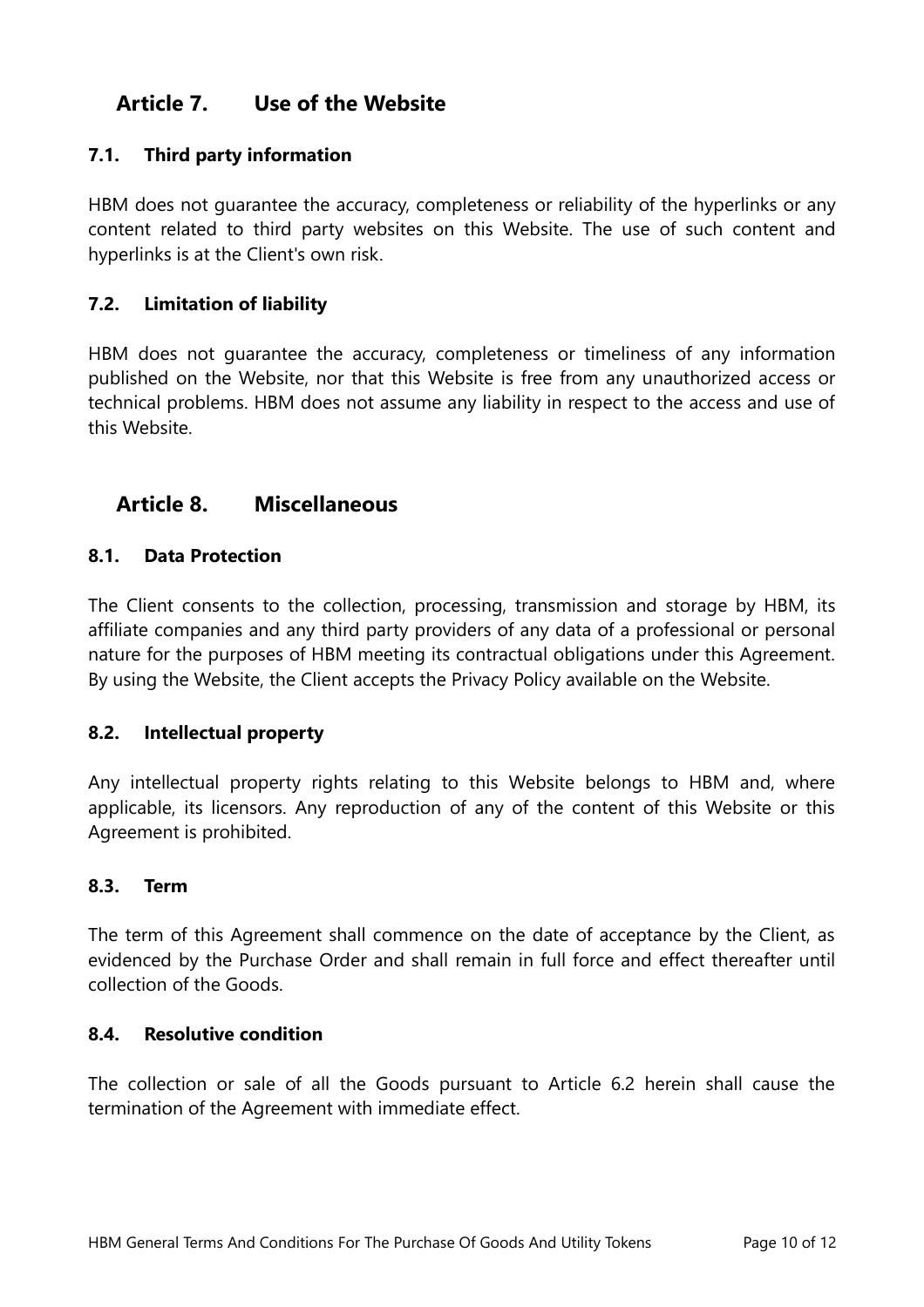## Article 7. Use of the Website

### 7.1. Third party information

HBM does not guarantee the accuracy, completeness or reliability of the hyperlinks or any content related to third party websites on this Website. The use of such content and hyperlinks is at the Client's own risk.

### 7.2. Limitation of liability

HBM does not guarantee the accuracy, completeness or timeliness of any information published on the Website, nor that this Website is free from any unauthorized access or technical problems. HBM does not assume any liability in respect to the access and use of this Website.

## Article 8. Miscellaneous

### 8.1. Data Protection

The Client consents to the collection, processing, transmission and storage by HBM, its affiliate companies and any third party providers of any data of a professional or personal nature for the purposes of HBM meeting its contractual obligations under this Agreement. By using the Website, the Client accepts the Privacy Policy available on the Website.

### 8.2. Intellectual property

Any intellectual property rights relating to this Website belongs to HBM and, where applicable, its licensors. Any reproduction of any of the content of this Website or this Agreement is prohibited.

### 8.3. Term

The term of this Agreement shall commence on the date of acceptance by the Client, as evidenced by the Purchase Order and shall remain in full force and effect thereafter until collection of the Goods.

### 8.4. Resolutive condition

The collection or sale of all the Goods pursuant to Article 6.2 herein shall cause the termination of the Agreement with immediate effect.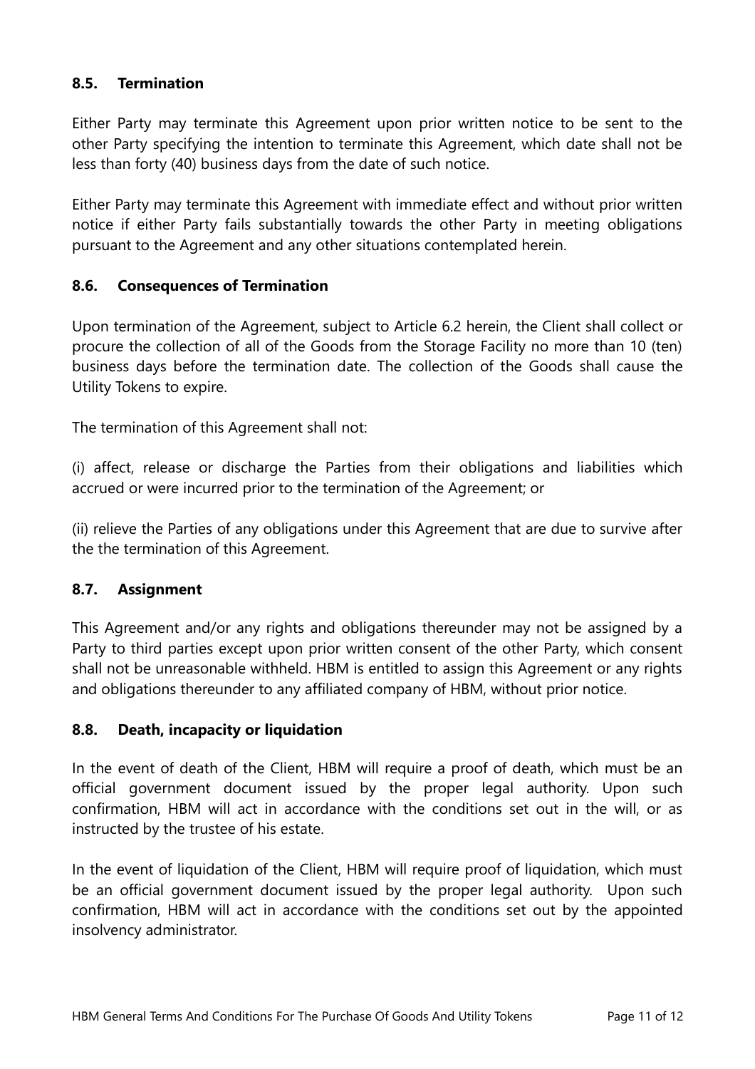### 8.5. Termination

Either Party may terminate this Agreement upon prior written notice to be sent to the other Party specifying the intention to terminate this Agreement, which date shall not be less than forty (40) business days from the date of such notice.

Either Party may terminate this Agreement with immediate effect and without prior written notice if either Party fails substantially towards the other Party in meeting obligations pursuant to the Agreement and any other situations contemplated herein.

### 8.6. Consequences of Termination

Upon termination of the Agreement, subject to Article 6.2 herein, the Client shall collect or procure the collection of all of the Goods from the Storage Facility no more than 10 (ten) business days before the termination date. The collection of the Goods shall cause the Utility Tokens to expire.

The termination of this Agreement shall not:

(i) affect, release or discharge the Parties from their obligations and liabilities which accrued or were incurred prior to the termination of the Agreement; or

(ii) relieve the Parties of any obligations under this Agreement that are due to survive after the the termination of this Agreement.

### 8.7. Assignment

This Agreement and/or any rights and obligations thereunder may not be assigned by a Party to third parties except upon prior written consent of the other Party, which consent shall not be unreasonable withheld. HBM is entitled to assign this Agreement or any rights and obligations thereunder to any affiliated company of HBM, without prior notice.

### 8.8. Death, incapacity or liquidation

In the event of death of the Client, HBM will require a proof of death, which must be an official government document issued by the proper legal authority. Upon such confirmation, HBM will act in accordance with the conditions set out in the will, or as instructed by the trustee of his estate.

In the event of liquidation of the Client, HBM will require proof of liquidation, which must be an official government document issued by the proper legal authority. Upon such confirmation, HBM will act in accordance with the conditions set out by the appointed insolvency administrator.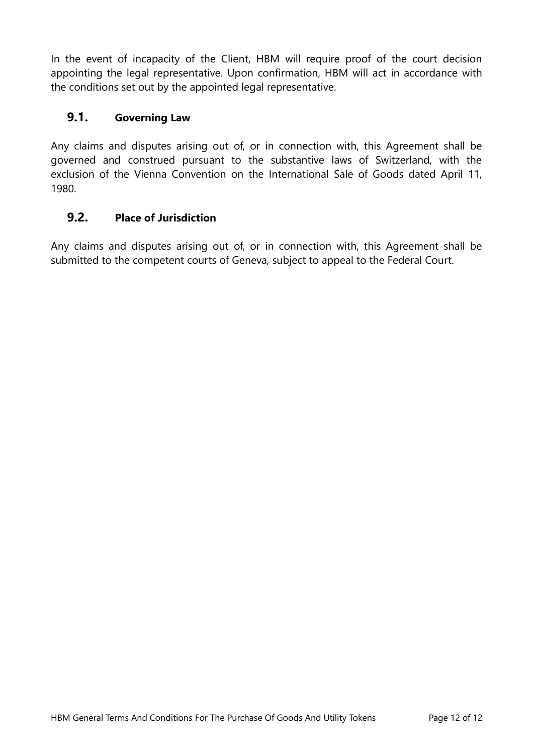In the event of incapacity of the Client, HBM will require proof of the court decision appointing the legal representative. Upon confirmation, HBM will act in accordance with the conditions set out by the appointed legal representative.

## 9.1. Governing Law

Any claims and disputes arising out of, or in connection with, this Agreement shall be governed and construed pursuant to the substantive laws of Switzerland, with the exclusion of the Vienna Convention on the International Sale of Goods dated April 11, 1980.

## 9.2. Place of Jurisdiction

Any claims and disputes arising out of, or in connection with, this Agreement shall be submitted to the competent courts of Geneva, subject to appeal to the Federal Court.